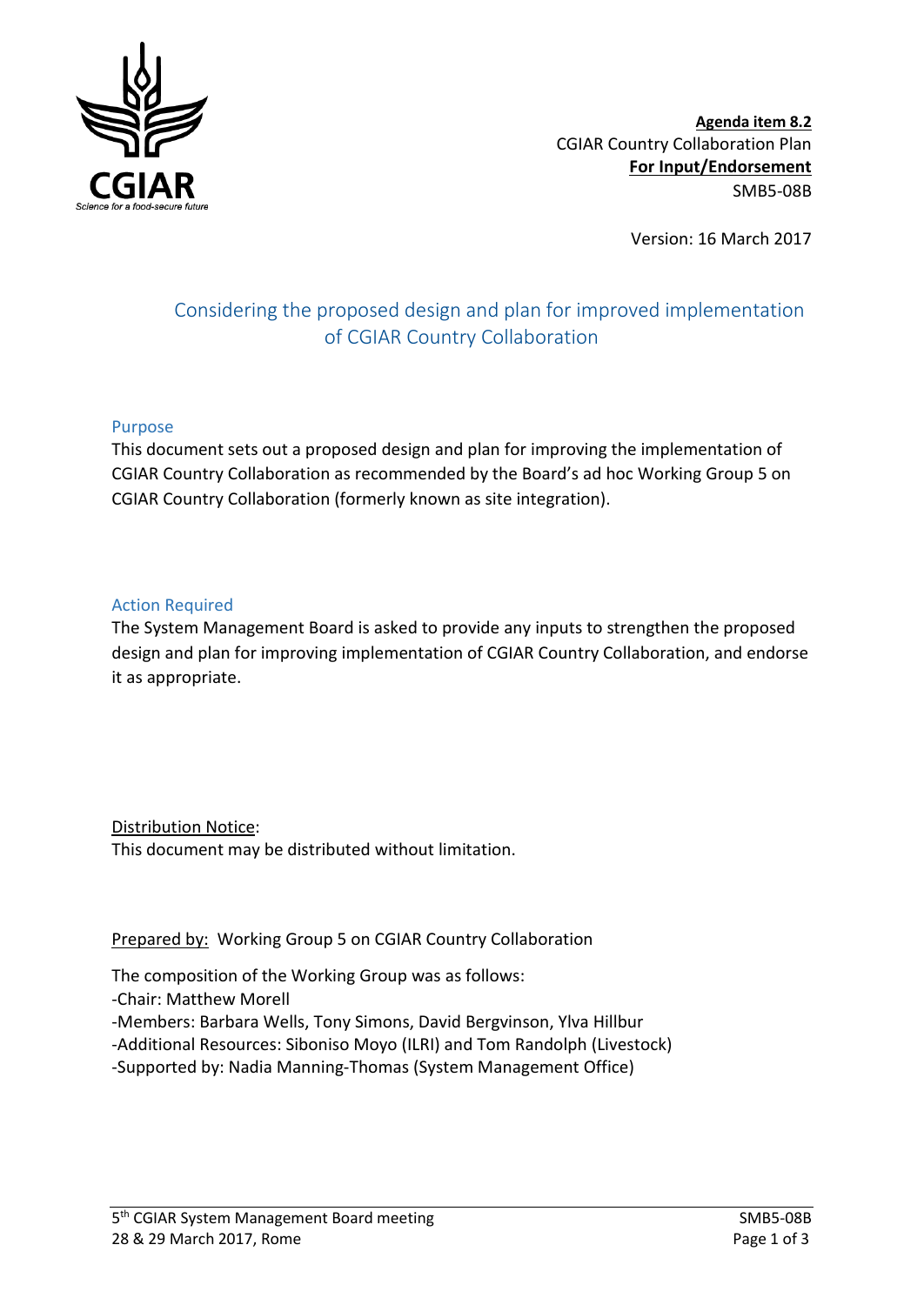**Agenda item 8.2**
CGIAR Country Collaboration Plan
**For Input/Endorsement**
SMB5-08B

Version: 16 March 2017

# Considering the proposed design and plan for improved implementation of CGIAR Country Collaboration

## Purpose

This document sets out a proposed design and plan for improving the implementation of CGIAR Country Collaboration as recommended by the Board's ad hoc Working Group 5 on CGIAR Country Collaboration (formerly known as site integration).

## Action Required

The System Management Board is asked to provide any inputs to strengthen the proposed design and plan for improving implementation of CGIAR Country Collaboration, and endorse it as appropriate.

Distribution Notice:
This document may be distributed without limitation.

Prepared by: Working Group 5 on CGIAR Country Collaboration

The composition of the Working Group was as follows:
- Chair: Matthew Morell
- Members: Barbara Wells, Tony Simons, David Bergvinson, Ylva Hillbur
- Additional Resources: Siboniso Moyo (ILRI) and Tom Randolph (Livestock)
- Supported by: Nadia Manning-Thomas (System Management Office)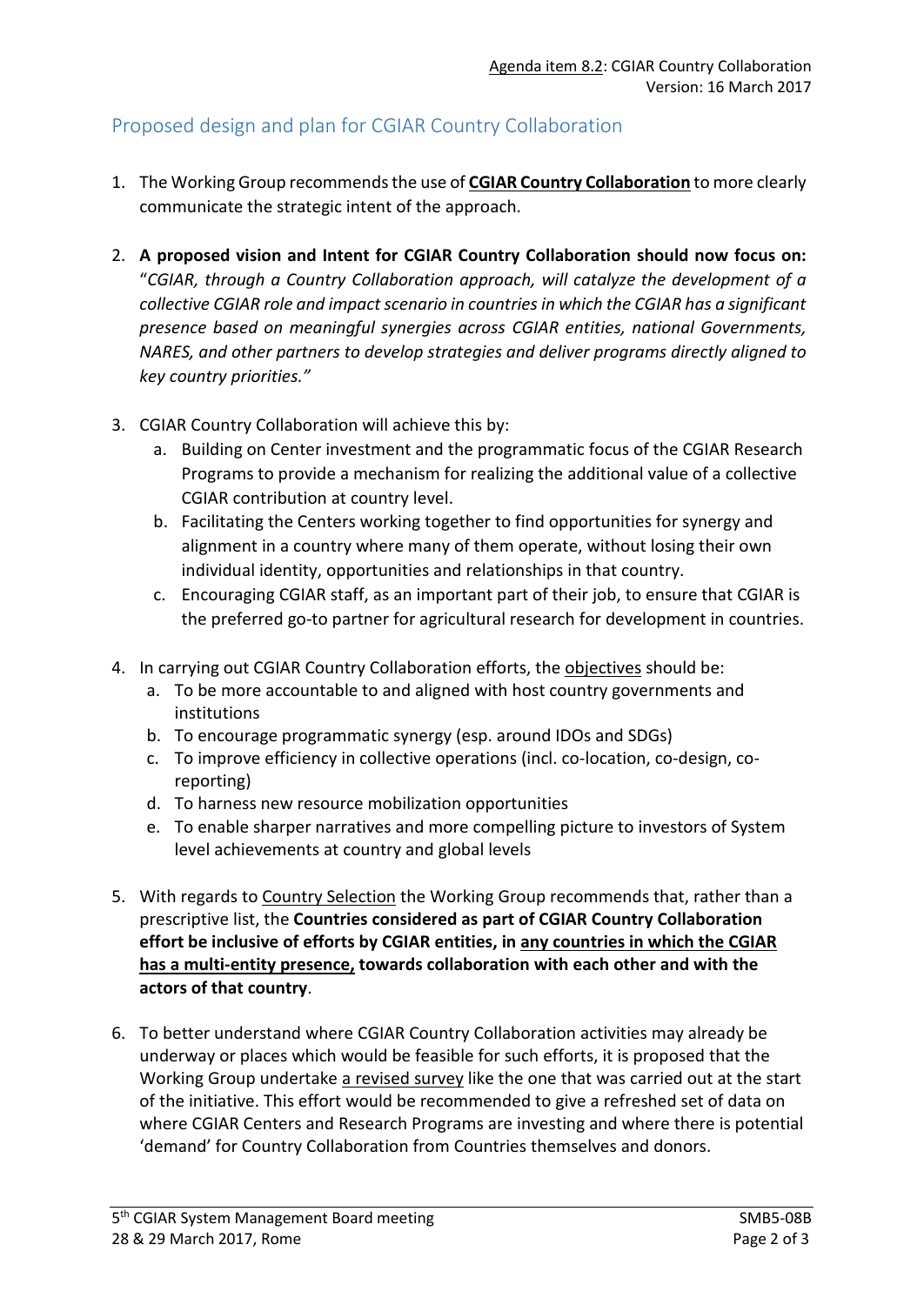Agenda item 8.2: CGIAR Country Collaboration
Version: 16 March 2017

## Proposed design and plan for CGIAR Country Collaboration

1. The Working Group recommends the use of **CGIAR Country Collaboration** to more clearly communicate the strategic intent of the approach.

2. **A proposed vision and Intent for CGIAR Country Collaboration should now focus on:** "*CGIAR, through a Country Collaboration approach, will catalyze the development of a collective CGIAR role and impact scenario in countries in which the CGIAR has a significant presence based on meaningful synergies across CGIAR entities, national Governments, NARES, and other partners to develop strategies and deliver programs directly aligned to key country priorities.*"

3. CGIAR Country Collaboration will achieve this by:
   a. Building on Center investment and the programmatic focus of the CGIAR Research Programs to provide a mechanism for realizing the additional value of a collective CGIAR contribution at country level.
   b. Facilitating the Centers working together to find opportunities for synergy and alignment in a country where many of them operate, without losing their own individual identity, opportunities and relationships in that country.
   c. Encouraging CGIAR staff, as an important part of their job, to ensure that CGIAR is the preferred go-to partner for agricultural research for development in countries.

4. In carrying out CGIAR Country Collaboration efforts, the objectives should be:
   a. To be more accountable to and aligned with host country governments and institutions
   b. To encourage programmatic synergy (esp. around IDOs and SDGs)
   c. To improve efficiency in collective operations (incl. co-location, co-design, co-reporting)
   d. To harness new resource mobilization opportunities
   e. To enable sharper narratives and more compelling picture to investors of System level achievements at country and global levels

5. With regards to Country Selection the Working Group recommends that, rather than a prescriptive list, the **Countries considered as part of CGIAR Country Collaboration effort be inclusive of efforts by CGIAR entities, in any countries in which the CGIAR has a multi-entity presence, towards collaboration with each other and with the actors of that country**.

6. To better understand where CGIAR Country Collaboration activities may already be underway or places which would be feasible for such efforts, it is proposed that the Working Group undertake a revised survey like the one that was carried out at the start of the initiative. This effort would be recommended to give a refreshed set of data on where CGIAR Centers and Research Programs are investing and where there is potential 'demand' for Country Collaboration from Countries themselves and donors.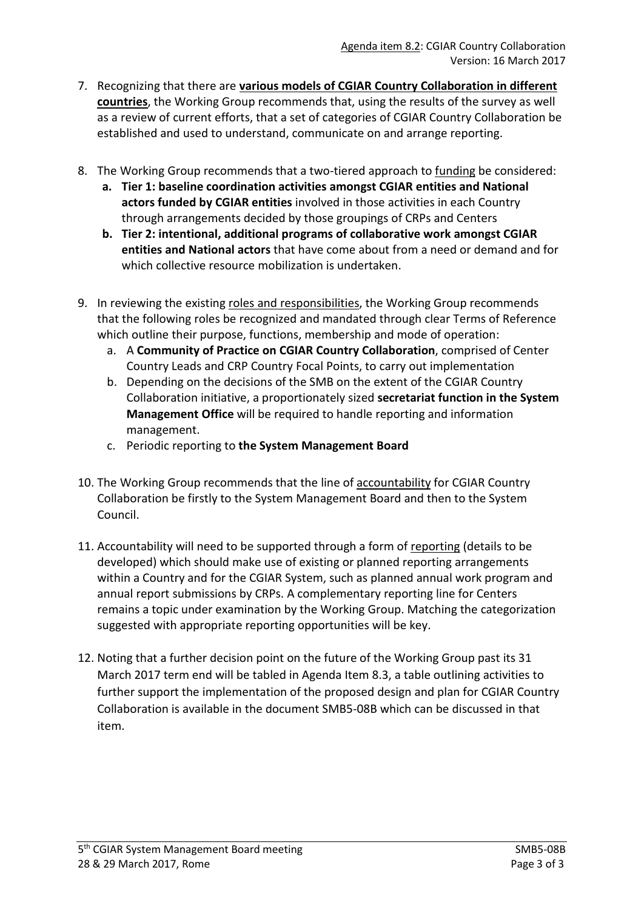7. Recognizing that there are **various models of CGIAR Country Collaboration in different countries**, the Working Group recommends that, using the results of the survey as well as a review of current efforts, that a set of categories of CGIAR Country Collaboration be established and used to understand, communicate on and arrange reporting.

8. The Working Group recommends that a two-tiered approach to funding be considered:
   a. **Tier 1: baseline coordination activities amongst CGIAR entities and National actors funded by CGIAR entities** involved in those activities in each Country through arrangements decided by those groupings of CRPs and Centers
   b. **Tier 2: intentional, additional programs of collaborative work amongst CGIAR entities and National actors** that have come about from a need or demand and for which collective resource mobilization is undertaken.

9. In reviewing the existing roles and responsibilities, the Working Group recommends that the following roles be recognized and mandated through clear Terms of Reference which outline their purpose, functions, membership and mode of operation:
   a. A **Community of Practice on CGIAR Country Collaboration**, comprised of Center Country Leads and CRP Country Focal Points, to carry out implementation
   b. Depending on the decisions of the SMB on the extent of the CGIAR Country Collaboration initiative, a proportionately sized **secretariat function in the System Management Office** will be required to handle reporting and information management.
   c. Periodic reporting to **the System Management Board**

10. The Working Group recommends that the line of accountability for CGIAR Country Collaboration be firstly to the System Management Board and then to the System Council.

11. Accountability will need to be supported through a form of reporting (details to be developed) which should make use of existing or planned reporting arrangements within a Country and for the CGIAR System, such as planned annual work program and annual report submissions by CRPs. A complementary reporting line for Centers remains a topic under examination by the Working Group. Matching the categorization suggested with appropriate reporting opportunities will be key.

12. Noting that a further decision point on the future of the Working Group past its 31 March 2017 term end will be tabled in Agenda Item 8.3, a table outlining activities to further support the implementation of the proposed design and plan for CGIAR Country Collaboration is available in the document SMB5-08B which can be discussed in that item.